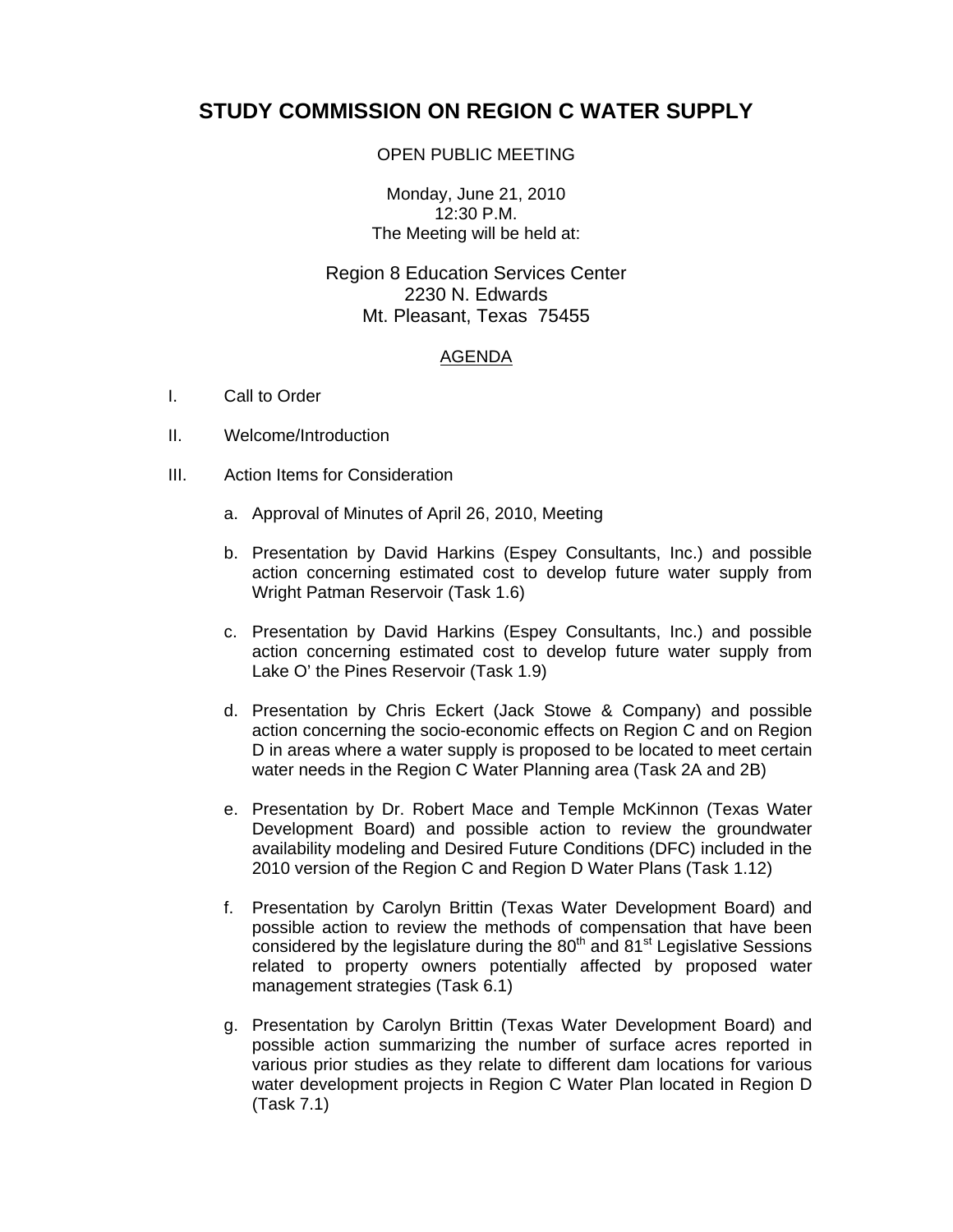# STUDY COMMISSION ON REGION C WATER SUPPLY

OPEN PUBLIC MEETING

Monday, June 21, 2010
12:30 P.M.
The Meeting will be held at:

Region 8 Education Services Center
2230 N. Edwards
Mt. Pleasant, Texas 75455

## AGENDA

I. Call to Order

II. Welcome/Introduction

III. Action Items for Consideration

a. Approval of Minutes of April 26, 2010, Meeting

b. Presentation by David Harkins (Espey Consultants, Inc.) and possible action concerning estimated cost to develop future water supply from Wright Patman Reservoir (Task 1.6)

c. Presentation by David Harkins (Espey Consultants, Inc.) and possible action concerning estimated cost to develop future water supply from Lake O' the Pines Reservoir (Task 1.9)

d. Presentation by Chris Eckert (Jack Stowe & Company) and possible action concerning the socio-economic effects on Region C and on Region D in areas where a water supply is proposed to be located to meet certain water needs in the Region C Water Planning area (Task 2A and 2B)

e. Presentation by Dr. Robert Mace and Temple McKinnon (Texas Water Development Board) and possible action to review the groundwater availability modeling and Desired Future Conditions (DFC) included in the 2010 version of the Region C and Region D Water Plans (Task 1.12)

f. Presentation by Carolyn Brittin (Texas Water Development Board) and possible action to review the methods of compensation that have been considered by the legislature during the 80th and 81st Legislative Sessions related to property owners potentially affected by proposed water management strategies (Task 6.1)

g. Presentation by Carolyn Brittin (Texas Water Development Board) and possible action summarizing the number of surface acres reported in various prior studies as they relate to different dam locations for various water development projects in Region C Water Plan located in Region D (Task 7.1)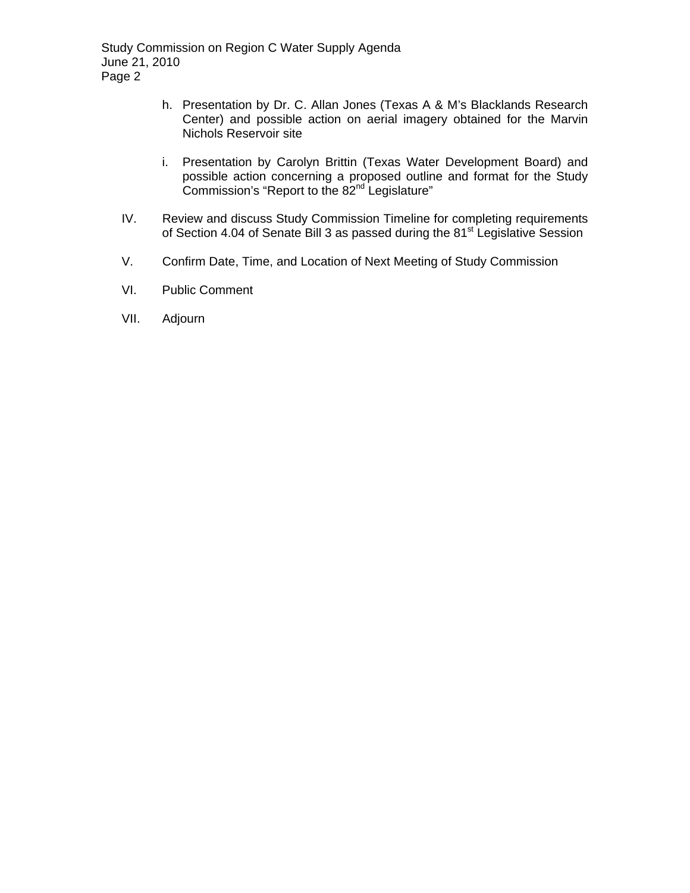h. Presentation by Dr. C. Allan Jones (Texas A & M's Blacklands Research Center) and possible action on aerial imagery obtained for the Marvin Nichols Reservoir site

i. Presentation by Carolyn Brittin (Texas Water Development Board) and possible action concerning a proposed outline and format for the Study Commission's "Report to the 82nd Legislature"

IV. Review and discuss Study Commission Timeline for completing requirements of Section 4.04 of Senate Bill 3 as passed during the 81st Legislative Session

V. Confirm Date, Time, and Location of Next Meeting of Study Commission

VI. Public Comment

VII. Adjourn